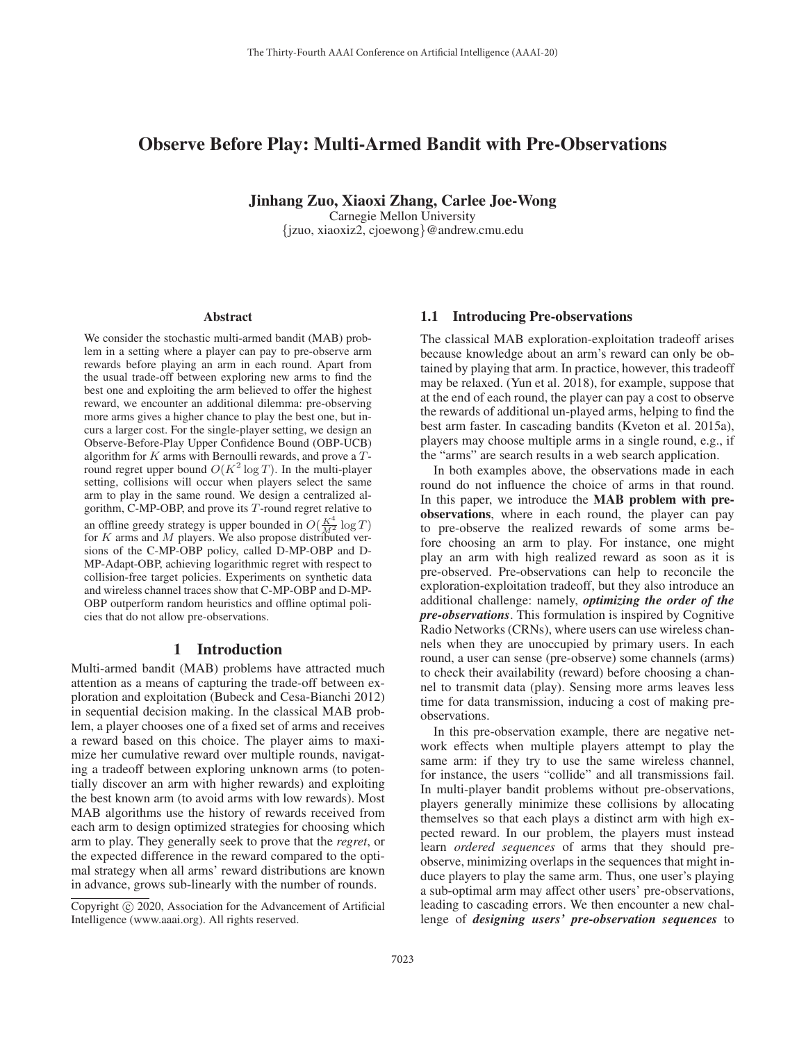# Observe Before Play: Multi-Armed Bandit with Pre-Observations

**Jinhang Zuo, Xiaoxi Zhang, Carlee Joe-Wong**

Carnegie Mellon University

{jzuo, xiaoxiz2, cjoewong}@andrew.cmu.edu

## Abstract

We consider the stochastic multi-armed bandit (MAB) problem in a setting where a player can pay to pre-observe arm rewards before playing an arm in each round. Apart from the usual trade-off between exploring new arms to find the best one and exploiting the arm believed to offer the highest reward, we encounter an additional dilemma: pre-observing more arms gives a higher chance to play the best one, but incurs a larger cost. For the single-player setting, we design an Observe-Before-Play Upper Confidence Bound (OBP-UCB) algorithm for $K$ arms with Bernoulli rewards, and prove a $T$-round regret upper bound $O(K^2 \log T)$. In the multi-player setting, collisions will occur when players select the same arm to play in the same round. We design a centralized algorithm, C-MP-OBP, and prove its $T$-round regret relative to an offline greedy strategy is upper bounded in $O(\frac{K^4}{M^2} \log T)$ for $K$ arms and $M$ players. We also propose distributed versions of the C-MP-OBP policy, called D-MP-OBP and D-MP-Adapt-OBP, achieving logarithmic regret with respect to collision-free target policies. Experiments on synthetic data and wireless channel traces show that C-MP-OBP and D-MP-OBP outperform random heuristics and offline optimal policies that do not allow pre-observations.

## 1 Introduction

Multi-armed bandit (MAB) problems have attracted much attention as a means of capturing the trade-off between exploration and exploitation (Bubeck and Cesa-Bianchi 2012) in sequential decision making. In the classical MAB problem, a player chooses one of a fixed set of arms and receives a reward based on this choice. The player aims to maximize her cumulative reward over multiple rounds, navigating a tradeoff between exploring unknown arms (to potentially discover an arm with higher rewards) and exploiting the best known arm (to avoid arms with low rewards). Most MAB algorithms use the history of rewards received from each arm to design optimized strategies for choosing which arm to play. They generally seek to prove that the *regret*, or the expected difference in the reward compared to the optimal strategy when all arms' reward distributions are known in advance, grows sub-linearly with the number of rounds.

Copyright © 2020, Association for the Advancement of Artificial Intelligence (www.aaai.org). All rights reserved.

### 1.1 Introducing Pre-observations

The classical MAB exploration-exploitation tradeoff arises because knowledge about an arm's reward can only be obtained by playing that arm. In practice, however, this tradeoff may be relaxed. (Yun et al. 2018), for example, suppose that at the end of each round, the player can pay a cost to observe the rewards of additional un-played arms, helping to find the best arm faster. In cascading bandits (Kveton et al. 2015a), players may choose multiple arms in a single round, e.g., if the "arms" are search results in a web search application.

In both examples above, the observations made in each round do not influence the choice of arms in that round. In this paper, we introduce the **MAB problem with pre-observations**, where in each round, the player can pay to pre-observe the realized rewards of some arms before choosing an arm to play. For instance, one might play an arm with high realized reward as soon as it is pre-observed. Pre-observations can help to reconcile the exploration-exploitation tradeoff, but they also introduce an additional challenge: namely, ***optimizing the order of the pre-observations***. This formulation is inspired by Cognitive Radio Networks (CRNs), where users can use wireless channels when they are unoccupied by primary users. In each round, a user can sense (pre-observe) some channels (arms) to check their availability (reward) before choosing a channel to transmit data (play). Sensing more arms leaves less time for data transmission, inducing a cost of making pre-observations.

In this pre-observation example, there are negative network effects when multiple players attempt to play the same arm: if they try to use the same wireless channel, for instance, the users "collide" and all transmissions fail. In multi-player bandit problems without pre-observations, players generally minimize these collisions by allocating themselves so that each plays a distinct arm with high expected reward. In our problem, the players must instead learn *ordered sequences* of arms that they should pre-observe, minimizing overlaps in the sequences that might induce players to play the same arm. Thus, one user's playing a sub-optimal arm may affect other users' pre-observations, leading to cascading errors. We then encounter a new challenge of ***designing users' pre-observation sequences*** to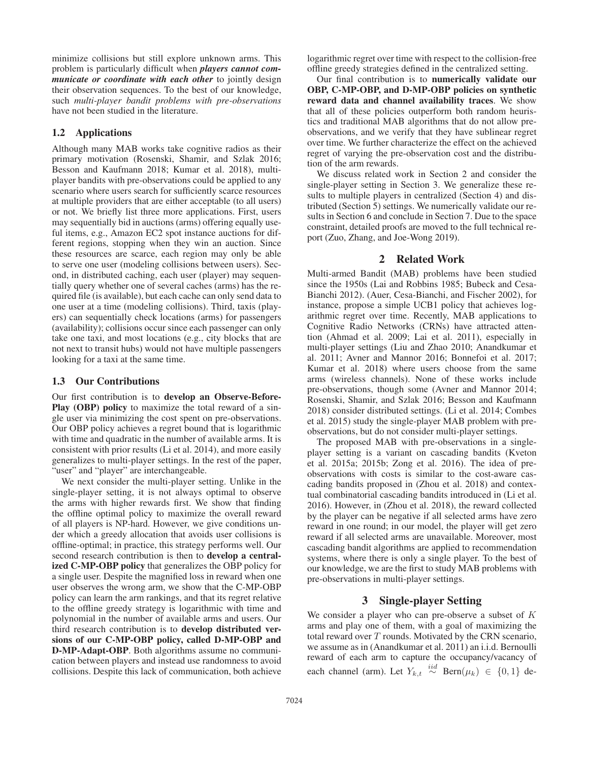minimize collisions but still explore unknown arms. This problem is particularly difficult when ***players cannot communicate or coordinate with each other*** to jointly design their observation sequences. To the best of our knowledge, such *multi-player bandit problems with pre-observations* have not been studied in the literature.

### 1.2 Applications

Although many MAB works take cognitive radios as their primary motivation (Rosenski, Shamir, and Szlak 2016; Besson and Kaufmann 2018; Kumar et al. 2018), multi-player bandits with pre-observations could be applied to any scenario where users search for sufficiently scarce resources at multiple providers that are either acceptable (to all users) or not. We briefly list three more applications. First, users may sequentially bid in auctions (arms) offering equally useful items, e.g., Amazon EC2 spot instance auctions for different regions, stopping when they win an auction. Since these resources are scarce, each region may only be able to serve one user (modeling collisions between users). Second, in distributed caching, each user (player) may sequentially query whether one of several caches (arms) has the required file (is available), but each cache can only send data to one user at a time (modeling collisions). Third, taxis (players) can sequentially check locations (arms) for passengers (availability); collisions occur since each passenger can only take one taxi, and most locations (e.g., city blocks that are not next to transit hubs) would not have multiple passengers looking for a taxi at the same time.

### 1.3 Our Contributions

Our first contribution is to **develop an Observe-Before-Play (OBP) policy** to maximize the total reward of a single user via minimizing the cost spent on pre-observations. Our OBP policy achieves a regret bound that is logarithmic with time and quadratic in the number of available arms. It is consistent with prior results (Li et al. 2014), and more easily generalizes to multi-player settings. In the rest of the paper, "user" and "player" are interchangeable.

We next consider the multi-player setting. Unlike in the single-player setting, it is not always optimal to observe the arms with higher rewards first. We show that finding the offline optimal policy to maximize the overall reward of all players is NP-hard. However, we give conditions under which a greedy allocation that avoids user collisions is offline-optimal; in practice, this strategy performs well. Our second research contribution is then to **develop a centralized C-MP-OBP policy** that generalizes the OBP policy for a single user. Despite the magnified loss in reward when one user observes the wrong arm, we show that the C-MP-OBP policy can learn the arm rankings, and that its regret relative to the offline greedy strategy is logarithmic with time and polynomial in the number of available arms and users. Our third research contribution is to **develop distributed versions of our C-MP-OBP policy, called D-MP-OBP and D-MP-Adapt-OBP**. Both algorithms assume no communication between players and instead use randomness to avoid collisions. Despite this lack of communication, both achieve logarithmic regret over time with respect to the collision-free offline greedy strategies defined in the centralized setting.

Our final contribution is to **numerically validate our OBP, C-MP-OBP, and D-MP-OBP policies on synthetic reward data and channel availability traces**. We show that all of these policies outperform both random heuristics and traditional MAB algorithms that do not allow pre-observations, and we verify that they have sublinear regret over time. We further characterize the effect on the achieved regret of varying the pre-observation cost and the distribution of the arm rewards.

We discuss related work in Section 2 and consider the single-player setting in Section 3. We generalize these results to multiple players in centralized (Section 4) and distributed (Section 5) settings. We numerically validate our results in Section 6 and conclude in Section 7. Due to the space constraint, detailed proofs are moved to the full technical report (Zuo, Zhang, and Joe-Wong 2019).

## 2 Related Work

Multi-armed Bandit (MAB) problems have been studied since the 1950s (Lai and Robbins 1985; Bubeck and Cesa-Bianchi 2012). (Auer, Cesa-Bianchi, and Fischer 2002), for instance, propose a simple UCB1 policy that achieves logarithmic regret over time. Recently, MAB applications to Cognitive Radio Networks (CRNs) have attracted attention (Ahmad et al. 2009; Lai et al. 2011), especially in multi-player settings (Liu and Zhao 2010; Anandkumar et al. 2011; Avner and Mannor 2016; Bonnefoi et al. 2017; Kumar et al. 2018) where users choose from the same arms (wireless channels). None of these works include pre-observations, though some (Avner and Mannor 2014; Rosenski, Shamir, and Szlak 2016; Besson and Kaufmann 2018) consider distributed settings. (Li et al. 2014; Combes et al. 2015) study the single-player MAB problem with pre-observations, but do not consider multi-player settings.

The proposed MAB with pre-observations in a single-player setting is a variant on cascading bandits (Kveton et al. 2015a; 2015b; Zong et al. 2016). The idea of pre-observations with costs is similar to the cost-aware cascading bandits proposed in (Zhou et al. 2018) and contextual combinatorial cascading bandits introduced in (Li et al. 2016). However, in (Zhou et al. 2018), the reward collected by the player can be negative if all selected arms have zero reward in one round; in our model, the player will get zero reward if all selected arms are unavailable. Moreover, most cascading bandit algorithms are applied to recommendation systems, where there is only a single player. To the best of our knowledge, we are the first to study MAB problems with pre-observations in multi-player settings.

## 3 Single-player Setting

We consider a player who can pre-observe a subset of $K$ arms and play one of them, with a goal of maximizing the total reward over $T$ rounds. Motivated by the CRN scenario, we assume as in (Anandkumar et al. 2011) an i.i.d. Bernoulli reward of each arm to capture the occupancy/vacancy of each channel (arm). Let $Y_{k,t} \overset{iid}{\sim} \text{Bern}(\mu_k) \in \{0, 1\}$ de-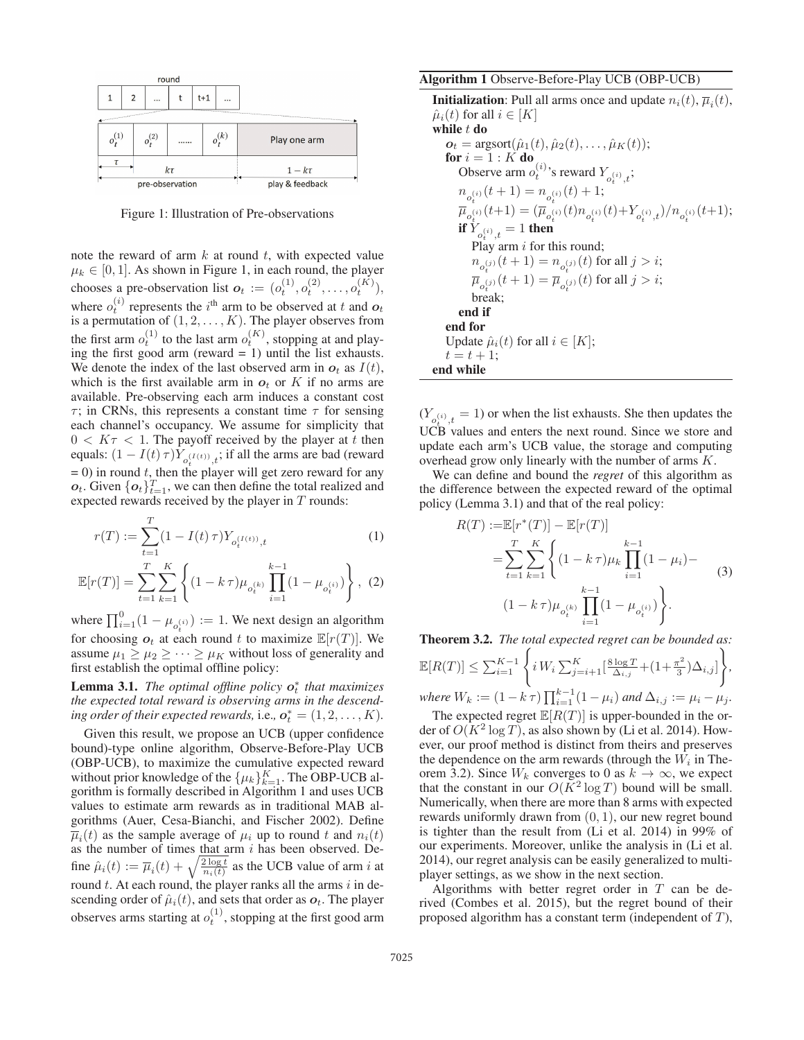Figure 1: Illustration of Pre-observations

note the reward of arm $k$ at round $t$, with expected value $\mu_k \in [0, 1]$. As shown in Figure 1, in each round, the player chooses a pre-observation list $\boldsymbol{o}_t := (o_t^{(1)}, o_t^{(2)}, \ldots, o_t^{(K)})$, where $o_t^{(i)}$ represents the $i^{\text{th}}$ arm to be observed at $t$ and $\boldsymbol{o}_t$ is a permutation of $(1, 2, \ldots, K)$. The player observes from the first arm $o_t^{(1)}$ to the last arm $o_t^{(K)}$, stopping at and playing the first good arm (reward = 1) until the list exhausts. We denote the index of the last observed arm in $\boldsymbol{o}_t$ as $I(t)$, which is the first available arm in $\boldsymbol{o}_t$ or $K$ if no arms are available. Pre-observing each arm induces a constant cost $\tau$; in CRNs, this represents a constant time $\tau$ for sensing each channel's occupancy. We assume for simplicity that $0 < K\tau < 1$. The payoff received by the player at $t$ then equals: $(1 - I(t)\,\tau)Y_{o_t^{(I(t))},t}$; if all the arms are bad (reward = 0) in round $t$, then the player will get zero reward for any $\boldsymbol{o}_t$. Given $\{\boldsymbol{o}_t\}_{t=1}^T$, we can then define the total realized and expected rewards received by the player in $T$ rounds:

$$r(T) := \sum_{t=1}^{T} (1 - I(t)\,\tau) Y_{o_t^{(I(t))},t} \tag{1}$$

$$\mathbb{E}[r(T)] = \sum_{t=1}^{T} \sum_{k=1}^{K} \left\{ (1 - k\,\tau) \mu_{o_t^{(k)}} \prod_{i=1}^{k-1} (1 - \mu_{o_t^{(i)}}) \right\}, \tag{2}$$

where $\prod_{i=1}^{0}(1 - \mu_{o_t^{(i)}}) := 1$. We next design an algorithm for choosing $\boldsymbol{o}_t$ at each round $t$ to maximize $\mathbb{E}[r(T)]$. We assume $\mu_1 \geq \mu_2 \geq \cdots \geq \mu_K$ without loss of generality and first establish the optimal offline policy:

**Lemma 3.1.** *The optimal offline policy $\boldsymbol{o}_t^*$ that maximizes the expected total reward is observing arms in the descending order of their expected rewards,* i.e., $\boldsymbol{o}_t^* = (1, 2, \ldots, K)$.

Given this result, we propose an UCB (upper confidence bound)-type online algorithm, Observe-Before-Play UCB (OBP-UCB), to maximize the cumulative expected reward without prior knowledge of the $\{\mu_k\}_{k=1}^K$. The OBP-UCB algorithm is formally described in Algorithm 1 and uses UCB values to estimate arm rewards as in traditional MAB algorithms (Auer, Cesa-Bianchi, and Fischer 2002). Define $\overline{\mu}_i(t)$ as the sample average of $\mu_i$ up to round $t$ and $n_i(t)$ as the number of times that arm $i$ has been observed. Define $\hat{\mu}_i(t) := \overline{\mu}_i(t) + \sqrt{\frac{2\log t}{n_i(t)}}$ as the UCB value of arm $i$ at round $t$. At each round, the player ranks all the arms $i$ in descending order of $\hat{\mu}_i(t)$, and sets that order as $\boldsymbol{o}_t$. The player observes arms starting at $o_t^{(1)}$, stopping at the first good arm ($Y_{o_t^{(i)},t} = 1$) or when the list exhausts. She then updates the UCB values and enters the next round. Since we store and update each arm's UCB value, the storage and computing overhead grow only linearly with the number of arms $K$.

**Algorithm 1** Observe-Before-Play UCB (OBP-UCB)

**Initialization**: Pull all arms once and update $n_i(t)$, $\overline{\mu}_i(t)$, $\hat{\mu}_i(t)$ for all $i \in [K]$
**while** $t$ **do**
  $\boldsymbol{o}_t = \text{argsort}(\hat{\mu}_1(t), \hat{\mu}_2(t), \ldots, \hat{\mu}_K(t))$;
  **for** $i = 1 : K$ **do**
    Observe arm $o_t^{(i)}$'s reward $Y_{o_t^{(i)},t}$;
    $n_{o_t^{(i)}}(t+1) = n_{o_t^{(i)}}(t) + 1$;
    $\overline{\mu}_{o_t^{(i)}}(t+1) = (\overline{\mu}_{o_t^{(i)}}(t) n_{o_t^{(i)}}(t) + Y_{o_t^{(i)},t}) / n_{o_t^{(i)}}(t+1)$;
    **if** $Y_{o_t^{(i)},t} = 1$ **then**
      Play arm $i$ for this round;
      $n_{o_t^{(j)}}(t+1) = n_{o_t^{(j)}}(t)$ for all $j > i$;
      $\overline{\mu}_{o_t^{(j)}}(t+1) = \overline{\mu}_{o_t^{(j)}}(t)$ for all $j > i$;
      break;
    **end if**
  **end for**
  Update $\hat{\mu}_i(t)$ for all $i \in [K]$;
  $t = t + 1$;
**end while**

We can define and bound the *regret* of this algorithm as the difference between the expected reward of the optimal policy (Lemma 3.1) and that of the real policy:

$$\begin{aligned} R(T) :=& \mathbb{E}[r^*(T)] - \mathbb{E}[r(T)] \\ =& \sum_{t=1}^{T} \sum_{k=1}^{K} \Bigg\{ (1 - k\,\tau)\mu_k \prod_{i=1}^{k-1}(1 - \mu_i) - \\ & (1 - k\,\tau)\mu_{o_t^{(k)}} \prod_{i=1}^{k-1}(1 - \mu_{o_t^{(i)}}) \Bigg\}. \end{aligned} \tag{3}$$

**Theorem 3.2.** *The total expected regret can be bounded as:* $\mathbb{E}[R(T)] \leq \sum_{i=1}^{K-1} \left\{ i\, W_i \sum_{j=i+1}^{K} [\frac{8\log T}{\Delta_{i,j}} + (1 + \frac{\pi^2}{3})\Delta_{i,j}] \right\}$, *where $W_k := (1 - k\,\tau)\prod_{i=1}^{k-1}(1 - \mu_i)$ and $\Delta_{i,j} := \mu_i - \mu_j$.*

The expected regret $\mathbb{E}[R(T)]$ is upper-bounded in the order of $O(K^2 \log T)$, as also shown by (Li et al. 2014). However, our proof method is distinct from theirs and preserves the dependence on the arm rewards (through the $W_i$ in Theorem 3.2). Since $W_k$ converges to 0 as $k \to \infty$, we expect that the constant in our $O(K^2 \log T)$ bound will be small. Numerically, when there are more than 8 arms with expected rewards uniformly drawn from $(0, 1)$, our new regret bound is tighter than the result from (Li et al. 2014) in 99% of our experiments. Moreover, unlike the analysis in (Li et al. 2014), our regret analysis can be easily generalized to multi-player settings, as we show in the next section.

Algorithms with better regret order in $T$ can be derived (Combes et al. 2015), but the regret bound of their proposed algorithm has a constant term (independent of $T$),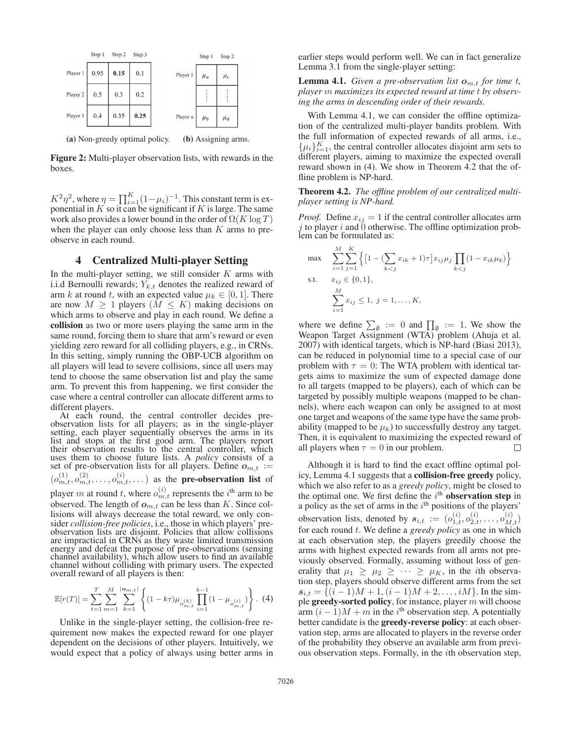|  | Step 1 | Step 2 | Step 3 |
| --- | --- | --- | --- |
| Player 1 | 0.95 | **0.15** | 0.1 |
| Player 2 | 0.5 | 0.3 | 0.2 |
| Player 3 | 0.4 | 0.35 | **0.25** |

**(a)** Non-greedy optimal policy.

|  | Step 1 | Step 2 |
| --- | --- | --- |
| Player 1 | $\mu_a$ | $\mu_c$ |
|  | $\vdots$ | $\vdots$ |
| Player n | $\mu_b$ | $\mu_d$ |

**(b)** Assigning arms.

**Figure 2:** Multi-player observation lists, with rewards in the boxes.

$K^2\eta^2$, where $\eta = \prod_{i=1}^{K}(1-\mu_i)^{-1}$. This constant term is exponential in $K$ so it can be significant if $K$ is large. The same work also provides a lower bound in the order of $\Omega(K \log T)$ when the player can only choose less than $K$ arms to pre-observe in each round.

## 4 Centralized Multi-player Setting

In the multi-player setting, we still consider $K$ arms with i.i.d Bernoulli rewards; $Y_{k,t}$ denotes the realized reward of arm $k$ at round $t$, with an expected value $\mu_k \in [0, 1]$. There are now $M \geq 1$ players ($M \leq K$) making decisions on which arms to observe and play in each round. We define a **collision** as two or more users playing the same arm in the same round, forcing them to share that arm's reward or even yielding zero reward for all colliding players, e.g., in CRNs. In this setting, simply running the OBP-UCB algorithm on all players will lead to severe collisions, since all users may tend to choose the same observation list and play the same arm. To prevent this from happening, we first consider the case where a central controller can allocate different arms to different players.

At each round, the central controller decides pre-observation lists for all players; as in the single-player setting, each player sequentially observes the arms in its list and stops at the first good arm. The players report their observation results to the central controller, which uses them to choose future lists. A *policy* consists of a set of pre-observation lists for all players. Define $\boldsymbol{o}_{m,t} := (o_{m,t}^{(1)}, o_{m,t}^{(2)}, \ldots, o_{m,t}^{(i)}, \ldots)$ as the **pre-observation list** of player $m$ at round $t$, where $o_{m,t}^{(i)}$ represents the $i^{\text{th}}$ arm to be observed. The length of $\boldsymbol{o}_{m,t}$ can be less than $K$. Since collisions will always decrease the total reward, we only consider *collision-free policies*, i.e., those in which players' pre-observation lists are disjoint. Policies that allow collisions are impractical in CRNs as they waste limited transmission energy and defeat the purpose of pre-observations (sensing channel availability), which allow users to find an available channel without colliding with primary users. The expected overall reward of all players is then:

$$\mathbb{E}[r(T)] = \sum_{t=1}^{T}\sum_{m=1}^{M}\sum_{k=1}^{|\boldsymbol{o}_{m,t}|}\left\{(1-k\tau)\mu_{o_{m,t}^{(k)}}\prod_{i=1}^{k-1}(1-\mu_{o_{m,t}^{(i)}})\right\}. \quad (4)$$

Unlike in the single-player setting, the collision-free requirement now makes the expected reward for one player dependent on the decisions of other players. Intuitively, we would expect that a policy of always using better arms in earlier steps would perform well. We can in fact generalize Lemma 3.1 from the single-player setting:

**Lemma 4.1.** *Given a pre-observation list $\boldsymbol{o}_{m,t}$ for time $t$, player $m$ maximizes its expected reward at time $t$ by observing the arms in descending order of their rewards.*

With Lemma 4.1, we can consider the offline optimization of the centralized multi-player bandits problem. With the full information of expected rewards of all arms, i.e., $\{\mu_i\}_{i=1}^{K}$, the central controller allocates disjoint arm sets to different players, aiming to maximize the expected overall reward shown in (4). We show in Theorem 4.2 that the offline problem is NP-hard.

**Theorem 4.2.** *The offline problem of our centralized multi-player setting is NP-hard.*

*Proof.* Define $x_{ij} = 1$ if the central controller allocates arm $j$ to player $i$ and 0 otherwise. The offline optimization problem can be formulated as:

$$\begin{aligned}
\max \quad & \sum_{i=1}^{M}\sum_{j=1}^{K}\Big\{\big[1-(\sum_{k<j}x_{ik}+1)\tau\big]x_{ij}\mu_j\prod_{k<j}(1-x_{ik}\mu_k)\Big\} \\
\text{s.t.} \quad & x_{ij} \in \{0,1\}, \\
& \sum_{i=1}^{M} x_{ij} \leq 1, \; j = 1, \ldots, K,
\end{aligned}$$

where we define $\sum_{\emptyset} := 0$ and $\prod_{\emptyset} := 1$. We show the Weapon Target Assignment (WTA) problem (Ahuja et al. 2007) with identical targets, which is NP-hard (Biasi 2013), can be reduced in polynomial time to a special case of our problem with $\tau = 0$: The WTA problem with identical targets aims to maximize the sum of expected damage done to all targets (mapped to be players), each of which can be targeted by possibly multiple weapons (mapped to be channels), where each weapon can only be assigned to at most one target and weapons of the same type have the same probability (mapped to be $\mu_k$) to successfully destroy any target. Then, it is equivalent to maximizing the expected reward of all players when $\tau = 0$ in our problem. $\square$

Although it is hard to find the exact offline optimal policy, Lemma 4.1 suggests that a **collision-free greedy** policy, which we also refer to as a *greedy policy*, might be close to the optimal one. We first define the $i^{\text{th}}$ **observation step** in a policy as the set of arms in the $i^{\text{th}}$ positions of the players' observation lists, denoted by $\boldsymbol{s}_{i,t} := (o_{1,t}^{(i)}, o_{2,t}^{(i)}, \ldots, o_{M,t}^{(i)})$ for each round $t$. We define a *greedy policy* as one in which at each observation step, the players greedily choose the arms with highest expected rewards from all arms not previously observed. Formally, assuming without loss of generality that $\mu_1 \geq \mu_2 \geq \cdots \geq \mu_K$, in the $i$th observation step, players should observe different arms from the set $\boldsymbol{s}_{i,t} = \{(i-1)M+1, (i-1)M+2, \ldots, iM\}$. In the simple **greedy-sorted policy**, for instance, player $m$ will choose arm $(i-1)M+m$ in the $i^{\text{th}}$ observation step. A potentially better candidate is the **greedy-reverse policy**: at each observation step, arms are allocated to players in the reverse order of the probability they observe an available arm from previous observation steps. Formally, in the $i$th observation step,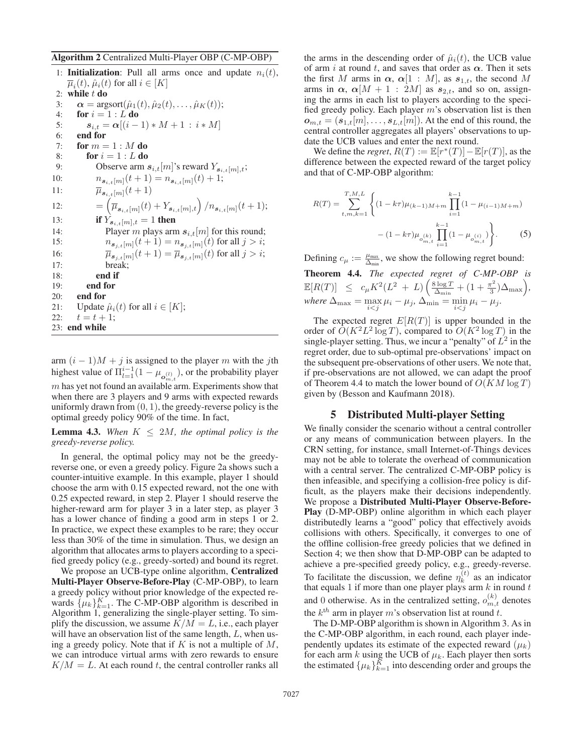**Algorithm 2** Centralized Multi-Player OBP (C-MP-OBP)

```
1: Initialization: Pull all arms once and update n_i(t),
   μ̄_i(t), μ̂_i(t) for all i ∈ [K]
2: while t do
3:   α = argsort(μ̂_1(t), μ̂_2(t), ..., μ̂_K(t));
4:   for i = 1 : L do
5:     s_{i,t} = α[(i − 1) * M + 1 : i * M]
6:   end for
7:   for m = 1 : M do
8:     for i = 1 : L do
9:       Observe arm s_{i,t}[m]'s reward Y_{s_{i,t}[m],t};
10:      n_{s_{i,t}[m]}(t + 1) = n_{s_{i,t}[m]}(t) + 1;
11:      μ̄_{s_{i,t}[m]}(t + 1)
12:      = (μ̄_{s_{i,t}[m]}(t) + Y_{s_{i,t}[m],t}) / n_{s_{i,t}[m]}(t + 1);
13:      if Y_{s_{i,t}[m],t} = 1 then
14:        Player m plays arm s_{i,t}[m] for this round;
15:        n_{s_{j,t}[m]}(t + 1) = n_{s_{j,t}[m]}(t) for all j > i;
16:        μ̄_{s_{j,t}[m]}(t + 1) = μ̄_{s_{j,t}[m]}(t) for all j > i;
17:        break;
18:      end if
19:    end for
20:  end for
21:  Update μ̂_i(t) for all i ∈ [K];
22:  t = t + 1;
23: end while
```

arm $(i-1)M + j$ is assigned to the player $m$ with the $j$th highest value of $\Pi_{l=1}^{i-1}(1 - \mu_{o_{m,t}^{(l)}})$, or the probability player $m$ has yet not found an available arm. Experiments show that when there are 3 players and 9 arms with expected rewards uniformly drawn from $(0, 1)$, the greedy-reverse policy is the optimal greedy policy 90% of the time. In fact,

**Lemma 4.3.** *When $K \leq 2M$, the optimal policy is the greedy-reverse policy.*

In general, the optimal policy may not be the greedy-reverse one, or even a greedy policy. Figure 2a shows such a counter-intuitive example. In this example, player 1 should choose the arm with 0.15 expected reward, not the one with 0.25 expected reward, in step 2. Player 1 should reserve the higher-reward arm for player 3 in a later step, as player 3 has a lower chance of finding a good arm in steps 1 or 2. In practice, we expect these examples to be rare; they occur less than 30% of the time in simulation. Thus, we design an algorithm that allocates arms to players according to a specified greedy policy (e.g., greedy-sorted) and bound its regret.

We propose an UCB-type online algorithm, **Centralized Multi-Player Observe-Before-Play (C-MP-OBP)**, to learn a greedy policy without prior knowledge of the expected rewards $\{\mu_k\}_{k=1}^K$. The C-MP-OBP algorithm is described in Algorithm 1, generalizing the single-player setting. To simplify the discussion, we assume $K/M = L$, i.e., each player will have an observation list of the same length, $L$, when using a greedy policy. Note that if $K$ is not a multiple of $M$, we can introduce virtual arms with zero rewards to ensure $K/M = L$. At each round $t$, the central controller ranks all the arms in the descending order of $\hat{\mu}_i(t)$, the UCB value of arm $i$ at round $t$, and saves that order as $\boldsymbol{\alpha}$. Then it sets the first $M$ arms in $\boldsymbol{\alpha}$, $\boldsymbol{\alpha}[1 : M]$, as $\boldsymbol{s}_{1,t}$, the second $M$ arms in $\boldsymbol{\alpha}$, $\boldsymbol{\alpha}[M + 1 : 2M]$ as $\boldsymbol{s}_{2,t}$, and so on, assigning the arms in each list to players according to the specified greedy policy. Each player $m$'s observation list is then $\boldsymbol{o}_{m,t} = (\boldsymbol{s}_{1,t}[m], \ldots, \boldsymbol{s}_{L,t}[m])$. At the end of this round, the central controller aggregates all players' observations to update the UCB values and enter the next round.

We define the *regret*, $R(T) := \mathbb{E}[r^*(T)] - \mathbb{E}[r(T)]$, as the difference between the expected reward of the target policy and that of C-MP-OBP algorithm:

$$R(T) = \sum_{t,m,k=1}^{T,M,L} \left\{ (1 - k\tau)\mu_{(k-1)M+m} \prod_{i=1}^{k-1} (1 - \mu_{(i-1)M+m}) - (1 - k\tau)\mu_{o_{m,t}^{(k)}} \prod_{i=1}^{k-1} (1 - \mu_{o_{m,t}^{(i)}}) \right\}. \quad (5)$$

Defining $c_\mu := \frac{\mu_{\max}}{\Delta_{\min}}$, we show the following regret bound:

**Theorem 4.4.** *The expected regret of C-MP-OBP is $\mathbb{E}[R(T)] \leq c_\mu K^2(L^2 + L)\left(\frac{8 \log T}{\Delta_{\min}} + (1 + \frac{\pi^2}{3})\Delta_{\max}\right)$, where $\Delta_{\max} = \max_{i<j} \mu_i - \mu_j$, $\Delta_{\min} = \min_{i<j} \mu_i - \mu_j$.*

The expected regret $E[R(T)]$ is upper bounded in the order of $O(K^2 L^2 \log T)$, compared to $O(K^2 \log T)$ in the single-player setting. Thus, we incur a "penalty" of $L^2$ in the regret order, due to sub-optimal pre-observations' impact on the subsequent pre-observations of other users. We note that, if pre-observations are not allowed, we can adapt the proof of Theorem 4.4 to match the lower bound of $O(KM \log T)$ given by (Besson and Kaufmann 2018).

## 5 Distributed Multi-player Setting

We finally consider the scenario without a central controller or any means of communication between players. In the CRN setting, for instance, small Internet-of-Things devices may not be able to tolerate the overhead of communication with a central server. The centralized C-MP-OBP policy is then infeasible, and specifying a collision-free policy is difficult, as the players make their decisions independently. We propose a **Distributed Multi-Player Observe-Before-Play** (D-MP-OBP) online algorithm in which each player distributedly learns a "good" policy that effectively avoids collisions with others. Specifically, it converges to one of the offline collision-free greedy policies that we defined in Section 4; we then show that D-MP-OBP can be adapted to achieve a pre-specified greedy policy, e.g., greedy-reverse. To facilitate the discussion, we define $\eta_k^{(t)}$ as an indicator that equals 1 if more than one player plays arm $k$ in round $t$ and 0 otherwise. As in the centralized setting, $o_{m,t}^{(k)}$ denotes the $k^{th}$ arm in player $m$'s observation list at round $t$.

The D-MP-OBP algorithm is shown in Algorithm 3. As in the C-MP-OBP algorithm, in each round, each player independently updates its estimate of the expected reward $(\mu_k)$ for each arm $k$ using the UCB of $\mu_k$. Each player then sorts the estimated $\{\mu_k\}_{k=1}^K$ into descending order and groups the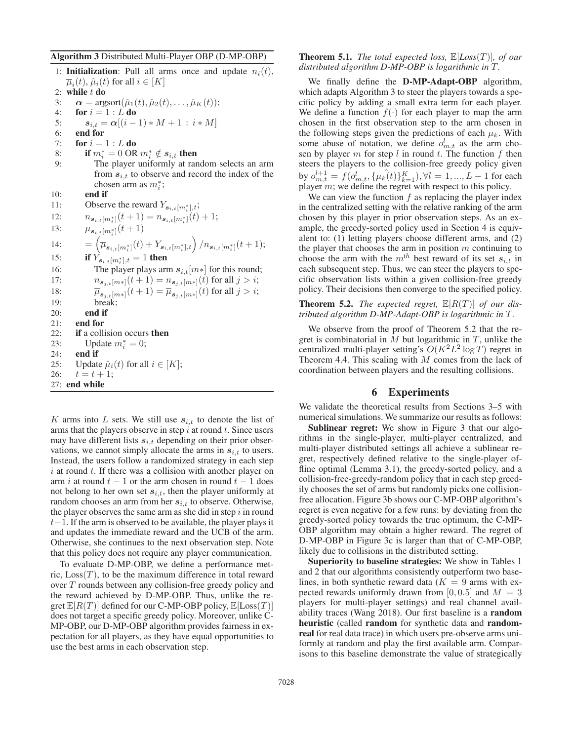**Algorithm 3** Distributed Multi-Player OBP (D-MP-OBP)

```
1: Initialization: Pull all arms once and update n_i(t), μ̄_i(t), μ̂_i(t) for all i ∈ [K]
2: while t do
3:   α = argsort(μ̂_1(t), μ̂_2(t), ..., μ̂_K(t));
4:   for i = 1 : L do
5:     s_{i,t} = α[(i − 1) * M + 1 : i * M]
6:   end for
7:   for i = 1 : L do
8:     if m*_i = 0 OR m*_i ∉ s_{i,t} then
9:       The player uniformly at random selects an arm from s_{i,t} to observe and record the index of the chosen arm as m*_i;
10:    end if
11:    Observe the reward Y_{s_{i,t}[m*_i],t};
12:    n_{s_{i,t}[m*_i]}(t + 1) = n_{s_{i,t}[m*_i]}(t) + 1;
13:    μ̄_{s_{i,t}[m*_i]}(t + 1)
14:      = (μ̄_{s_{i,t}[m*_i]}(t) + Y_{s_{i,t}[m*_i],t}) / n_{s_{i,t}[m*_i]}(t + 1);
15:    if Y_{s_{i,t}[m*_i],t} = 1 then
16:      The player plays arm s_{i,t}[m*] for this round;
17:      n_{s_{j,t}[m*]}(t + 1) = n_{s_{j,t}[m*]}(t) for all j > i;
18:      μ̄_{s_{j,t}[m*]}(t + 1) = μ̄_{s_{j,t}[m*]}(t) for all j > i;
19:      break;
20:    end if
21:  end for
22:  if a collision occurs then
23:    Update m*_i = 0;
24:  end if
25:  Update μ̂_i(t) for all i ∈ [K];
26:  t = t + 1;
27: end while
```

$K$ arms into $L$ sets. We still use $s_{i,t}$ to denote the list of arms that the players observe in step $i$ at round $t$. Since users may have different lists $s_{i,t}$ depending on their prior observations, we cannot simply allocate the arms in $s_{i,t}$ to users. Instead, the users follow a randomized strategy in each step $i$ at round $t$. If there was a collision with another player on arm $i$ at round $t-1$ or the arm chosen in round $t-1$ does not belong to her own set $s_{i,t}$, then the player uniformly at random chooses an arm from her $s_{i,t}$ to observe. Otherwise, the player observes the same arm as she did in step $i$ in round $t-1$. If the arm is observed to be available, the player plays it and updates the immediate reward and the UCB of the arm. Otherwise, she continues to the next observation step. Note that this policy does not require any player communication.

To evaluate D-MP-OBP, we define a performance metric, $\text{Loss}(T)$, to be the maximum difference in total reward over $T$ rounds between any collision-free greedy policy and the reward achieved by D-MP-OBP. Thus, unlike the regret $\mathbb{E}[R(T)]$ defined for our C-MP-OBP policy, $\mathbb{E}[\text{Loss}(T)]$ does not target a specific greedy policy. Moreover, unlike C-MP-OBP, our D-MP-OBP algorithm provides fairness in expectation for all players, as they have equal opportunities to use the best arms in each observation step.

**Theorem 5.1.** *The total expected loss,* $\mathbb{E}[Loss(T)]$*, of our distributed algorithm D-MP-OBP is logarithmic in* $T$*.*

We finally define the **D-MP-Adapt-OBP** algorithm, which adapts Algorithm 3 to steer the players towards a specific policy by adding a small extra term for each player. We define a function $f(\cdot)$ for each player to map the arm chosen in the first observation step to the arm chosen in the following steps given the predictions of each $\mu_k$. With some abuse of notation, we define $o^l_{m,t}$ as the arm chosen by player $m$ for step $l$ in round $t$. The function $f$ then steers the players to the collision-free greedy policy given by $o^{l+1}_{m,t} = f(o^l_{m,t}, \{\hat{\mu_k(t)}\}_{k=1}^K), \forall l = 1, ..., L-1$ for each player $m$; we define the regret with respect to this policy.

We can view the function $f$ as replacing the player index in the centralized setting with the relative ranking of the arm chosen by this player in prior observation steps. As an example, the greedy-sorted policy used in Section 4 is equivalent to: (1) letting players choose different arms, and (2) the player that chooses the arm in position $m$ continuing to choose the arm with the $m^{th}$ best reward of its set $s_{i,t}$ in each subsequent step. Thus, we can steer the players to specific observation lists within a given collision-free greedy policy. Their decisions then converge to the specified policy.

**Theorem 5.2.** *The expected regret,* $\mathbb{E}[R(T)]$ *of our distributed algorithm D-MP-Adapt-OBP is logarithmic in* $T$*.*

We observe from the proof of Theorem 5.2 that the regret is combinatorial in $M$ but logarithmic in $T$, unlike the centralized multi-player setting's $O(K^2L^2 \log T)$ regret in Theorem 4.4. This scaling with $M$ comes from the lack of coordination between players and the resulting collisions.

## 6 Experiments

We validate the theoretical results from Sections 3–5 with numerical simulations. We summarize our results as follows:

**Sublinear regret:** We show in Figure 3 that our algorithms in the single-player, multi-player centralized, and multi-player distributed settings all achieve a sublinear regret, respectively defined relative to the single-player offline optimal (Lemma 3.1), the greedy-sorted policy, and a collision-free-greedy-random policy that in each step greedily chooses the set of arms but randomly picks one collision-free allocation. Figure 3b shows our C-MP-OBP algorithm's regret is even negative for a few runs: by deviating from the greedy-sorted policy towards the true optimum, the C-MP-OBP algorithm may obtain a higher reward. The regret of D-MP-OBP in Figure 3c is larger than that of C-MP-OBP, likely due to collisions in the distributed setting.

**Superiority to baseline strategies:** We show in Tables 1 and 2 that our algorithms consistently outperform two baselines, in both synthetic reward data ($K = 9$ arms with expected rewards uniformly drawn from $[0, 0.5]$ and $M = 3$ players for multi-player settings) and real channel availability traces (Wang 2018). Our first baseline is a **random heuristic** (called **random** for synthetic data and **random-real** for real data trace) in which users pre-observe arms uniformly at random and play the first available arm. Comparisons to this baseline demonstrate the value of strategically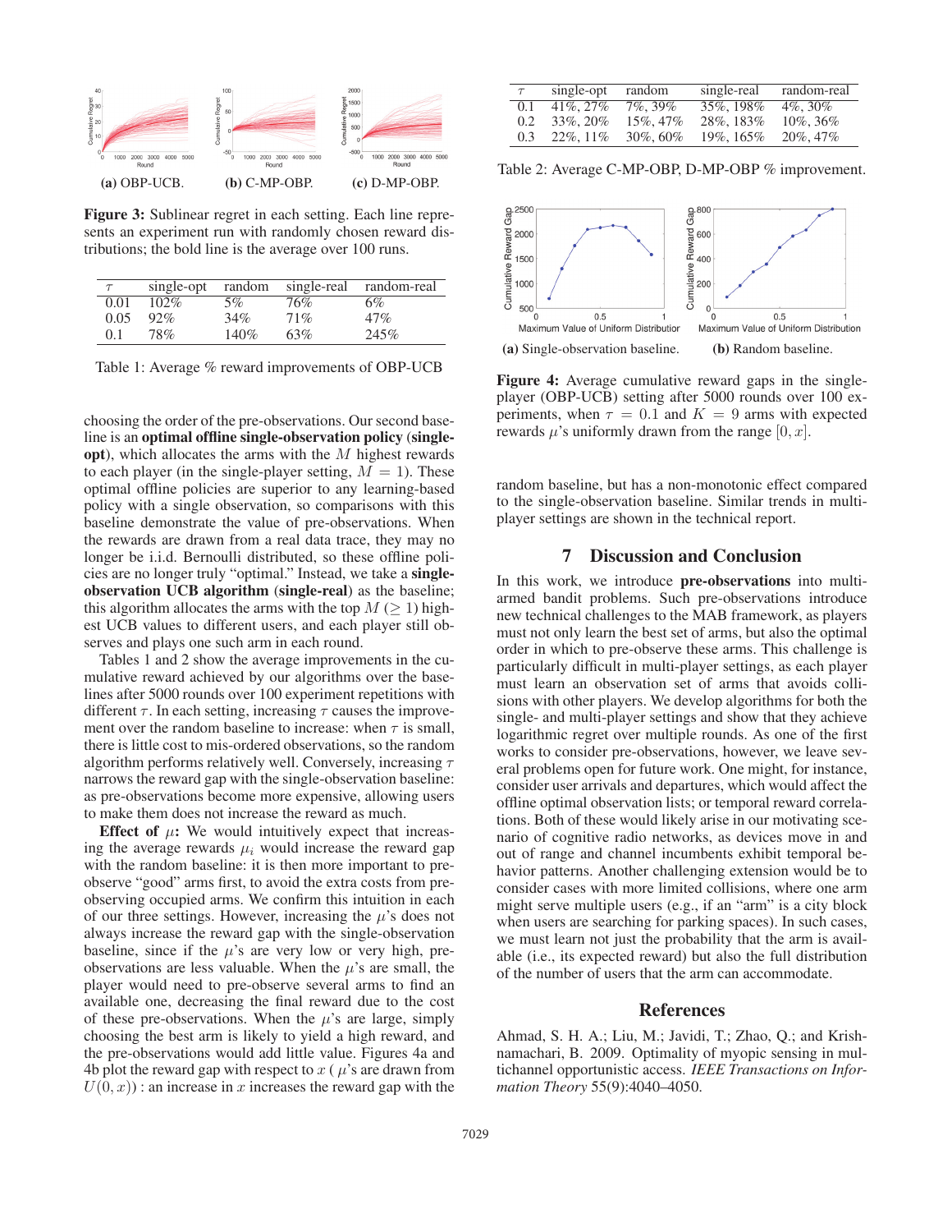**(a)** OBP-UCB. **(b)** C-MP-OBP. **(c)** D-MP-OBP.

**Figure 3:** Sublinear regret in each setting. Each line represents an experiment run with randomly chosen reward distributions; the bold line is the average over 100 runs.

| $\tau$ | single-opt | random | single-real | random-real |
|---|---|---|---|---|
| 0.01 | 102% | 5% | 76% | 6% |
| 0.05 | 92% | 34% | 71% | 47% |
| 0.1 | 78% | 140% | 63% | 245% |

Table 1: Average % reward improvements of OBP-UCB

choosing the order of the pre-observations. Our second baseline is an **optimal offline single-observation policy** (**single-opt**), which allocates the arms with the $M$ highest rewards to each player (in the single-player setting, $M = 1$). These optimal offline policies are superior to any learning-based policy with a single observation, so comparisons with this baseline demonstrate the value of pre-observations. When the rewards are drawn from a real data trace, they may no longer be i.i.d. Bernoulli distributed, so these offline policies are no longer truly "optimal." Instead, we take a **single-observation UCB algorithm** (**single-real**) as the baseline; this algorithm allocates the arms with the top $M$ ($\geq 1$) highest UCB values to different users, and each player still observes and plays one such arm in each round.

Tables 1 and 2 show the average improvements in the cumulative reward achieved by our algorithms over the baselines after 5000 rounds over 100 experiment repetitions with different $\tau$. In each setting, increasing $\tau$ causes the improvement over the random baseline to increase: when $\tau$ is small, there is little cost to mis-ordered observations, so the random algorithm performs relatively well. Conversely, increasing $\tau$ narrows the reward gap with the single-observation baseline: as pre-observations become more expensive, allowing users to make them does not increase the reward as much.

**Effect of $\mu$:** We would intuitively expect that increasing the average rewards $\mu_i$ would increase the reward gap with the random baseline: it is then more important to pre-observe "good" arms first, to avoid the extra costs from pre-observing occupied arms. We confirm this intuition in each of our three settings. However, increasing the $\mu$'s does not always increase the reward gap with the single-observation baseline, since if the $\mu$'s are very low or very high, pre-observations are less valuable. When the $\mu$'s are small, the player would need to pre-observe several arms to find an available one, decreasing the final reward due to the cost of these pre-observations. When the $\mu$'s are large, simply choosing the best arm is likely to yield a high reward, and the pre-observations would add little value. Figures 4a and 4b plot the reward gap with respect to $x$ ( $\mu$'s are drawn from $U(0, x)$) : an increase in $x$ increases the reward gap with the random baseline, but has a non-monotonic effect compared to the single-observation baseline. Similar trends in multi-player settings are shown in the technical report.

| $\tau$ | single-opt | random | single-real | random-real |
|---|---|---|---|---|
| 0.1 | 41%, 27% | 7%, 39% | 35%, 198% | 4%, 30% |
| 0.2 | 33%, 20% | 15%, 47% | 28%, 183% | 10%, 36% |
| 0.3 | 22%, 11% | 30%, 60% | 19%, 165% | 20%, 47% |

Table 2: Average C-MP-OBP, D-MP-OBP % improvement.

**(a)** Single-observation baseline. **(b)** Random baseline.

**Figure 4:** Average cumulative reward gaps in the single-player (OBP-UCB) setting after 5000 rounds over 100 experiments, when $\tau = 0.1$ and $K = 9$ arms with expected rewards $\mu$'s uniformly drawn from the range $[0, x]$.

## 7 Discussion and Conclusion

In this work, we introduce **pre-observations** into multi-armed bandit problems. Such pre-observations introduce new technical challenges to the MAB framework, as players must not only learn the best set of arms, but also the optimal order in which to pre-observe these arms. This challenge is particularly difficult in multi-player settings, as each player must learn an observation set of arms that avoids collisions with other players. We develop algorithms for both the single- and multi-player settings and show that they achieve logarithmic regret over multiple rounds. As one of the first works to consider pre-observations, however, we leave several problems open for future work. One might, for instance, consider user arrivals and departures, which would affect the offline optimal observation lists; or temporal reward correlations. Both of these would likely arise in our motivating scenario of cognitive radio networks, as devices move in and out of range and channel incumbents exhibit temporal behavior patterns. Another challenging extension would be to consider cases with more limited collisions, where one arm might serve multiple users (e.g., if an "arm" is a city block when users are searching for parking spaces). In such cases, we must learn not just the probability that the arm is available (i.e., its expected reward) but also the full distribution of the number of users that the arm can accommodate.

## References

Ahmad, S. H. A.; Liu, M.; Javidi, T.; Zhao, Q.; and Krishnamachari, B. 2009. Optimality of myopic sensing in multichannel opportunistic access. *IEEE Transactions on Information Theory* 55(9):4040–4050.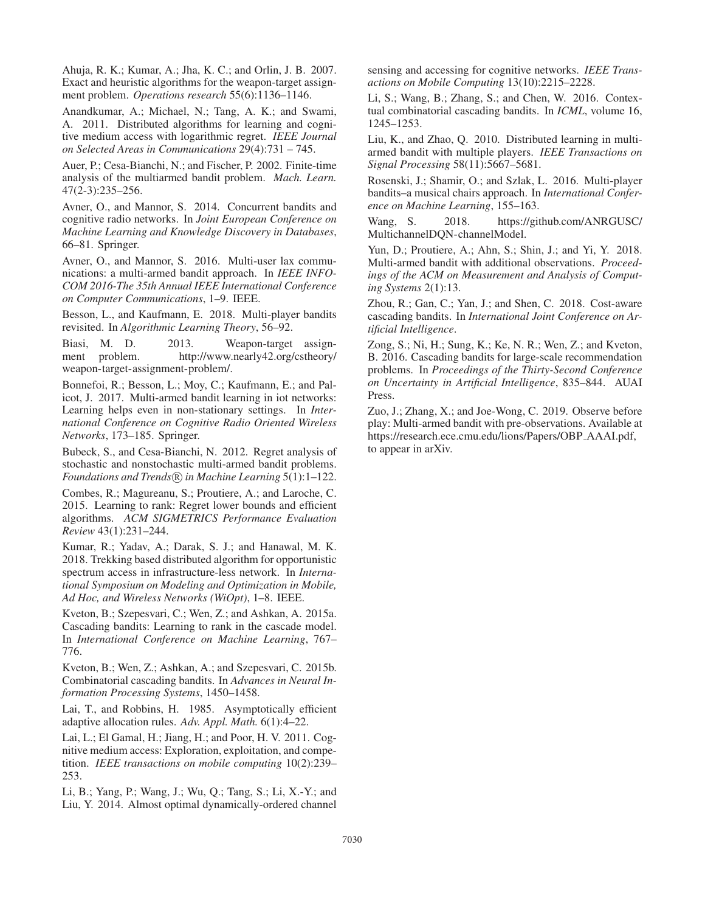Ahuja, R. K.; Kumar, A.; Jha, K. C.; and Orlin, J. B. 2007. Exact and heuristic algorithms for the weapon-target assignment problem. *Operations research* 55(6):1136–1146.

Anandkumar, A.; Michael, N.; Tang, A. K.; and Swami, A. 2011. Distributed algorithms for learning and cognitive medium access with logarithmic regret. *IEEE Journal on Selected Areas in Communications* 29(4):731 – 745.

Auer, P.; Cesa-Bianchi, N.; and Fischer, P. 2002. Finite-time analysis of the multiarmed bandit problem. *Mach. Learn.* 47(2-3):235–256.

Avner, O., and Mannor, S. 2014. Concurrent bandits and cognitive radio networks. In *Joint European Conference on Machine Learning and Knowledge Discovery in Databases*, 66–81. Springer.

Avner, O., and Mannor, S. 2016. Multi-user lax communications: a multi-armed bandit approach. In *IEEE INFOCOM 2016-The 35th Annual IEEE International Conference on Computer Communications*, 1–9. IEEE.

Besson, L., and Kaufmann, E. 2018. Multi-player bandits revisited. In *Algorithmic Learning Theory*, 56–92.

Biasi, M. D. 2013. Weapon-target assignment problem. http://www.nearly42.org/cstheory/weapon-target-assignment-problem/.

Bonnefoi, R.; Besson, L.; Moy, C.; Kaufmann, E.; and Palicot, J. 2017. Multi-armed bandit learning in iot networks: Learning helps even in non-stationary settings. In *International Conference on Cognitive Radio Oriented Wireless Networks*, 173–185. Springer.

Bubeck, S., and Cesa-Bianchi, N. 2012. Regret analysis of stochastic and nonstochastic multi-armed bandit problems. *Foundations and Trends® in Machine Learning* 5(1):1–122.

Combes, R.; Magureanu, S.; Proutiere, A.; and Laroche, C. 2015. Learning to rank: Regret lower bounds and efficient algorithms. *ACM SIGMETRICS Performance Evaluation Review* 43(1):231–244.

Kumar, R.; Yadav, A.; Darak, S. J.; and Hanawal, M. K. 2018. Trekking based distributed algorithm for opportunistic spectrum access in infrastructure-less network. In *International Symposium on Modeling and Optimization in Mobile, Ad Hoc, and Wireless Networks (WiOpt)*, 1–8. IEEE.

Kveton, B.; Szepesvari, C.; Wen, Z.; and Ashkan, A. 2015a. Cascading bandits: Learning to rank in the cascade model. In *International Conference on Machine Learning*, 767–776.

Kveton, B.; Wen, Z.; Ashkan, A.; and Szepesvari, C. 2015b. Combinatorial cascading bandits. In *Advances in Neural Information Processing Systems*, 1450–1458.

Lai, T., and Robbins, H. 1985. Asymptotically efficient adaptive allocation rules. *Adv. Appl. Math.* 6(1):4–22.

Lai, L.; El Gamal, H.; Jiang, H.; and Poor, H. V. 2011. Cognitive medium access: Exploration, exploitation, and competition. *IEEE transactions on mobile computing* 10(2):239–253.

Li, B.; Yang, P.; Wang, J.; Wu, Q.; Tang, S.; Li, X.-Y.; and Liu, Y. 2014. Almost optimal dynamically-ordered channel sensing and accessing for cognitive networks. *IEEE Transactions on Mobile Computing* 13(10):2215–2228.

Li, S.; Wang, B.; Zhang, S.; and Chen, W. 2016. Contextual combinatorial cascading bandits. In *ICML*, volume 16, 1245–1253.

Liu, K., and Zhao, Q. 2010. Distributed learning in multi-armed bandit with multiple players. *IEEE Transactions on Signal Processing* 58(11):5667–5681.

Rosenski, J.; Shamir, O.; and Szlak, L. 2016. Multi-player bandits–a musical chairs approach. In *International Conference on Machine Learning*, 155–163.

Wang, S. 2018. https://github.com/ANRGUSC/MultichannelDQN-channelModel.

Yun, D.; Proutiere, A.; Ahn, S.; Shin, J.; and Yi, Y. 2018. Multi-armed bandit with additional observations. *Proceedings of the ACM on Measurement and Analysis of Computing Systems* 2(1):13.

Zhou, R.; Gan, C.; Yan, J.; and Shen, C. 2018. Cost-aware cascading bandits. In *International Joint Conference on Artificial Intelligence*.

Zong, S.; Ni, H.; Sung, K.; Ke, N. R.; Wen, Z.; and Kveton, B. 2016. Cascading bandits for large-scale recommendation problems. In *Proceedings of the Thirty-Second Conference on Uncertainty in Artificial Intelligence*, 835–844. AUAI Press.

Zuo, J.; Zhang, X.; and Joe-Wong, C. 2019. Observe before play: Multi-armed bandit with pre-observations. Available at https://research.ece.cmu.edu/lions/Papers/OBP_AAAI.pdf, to appear in arXiv.